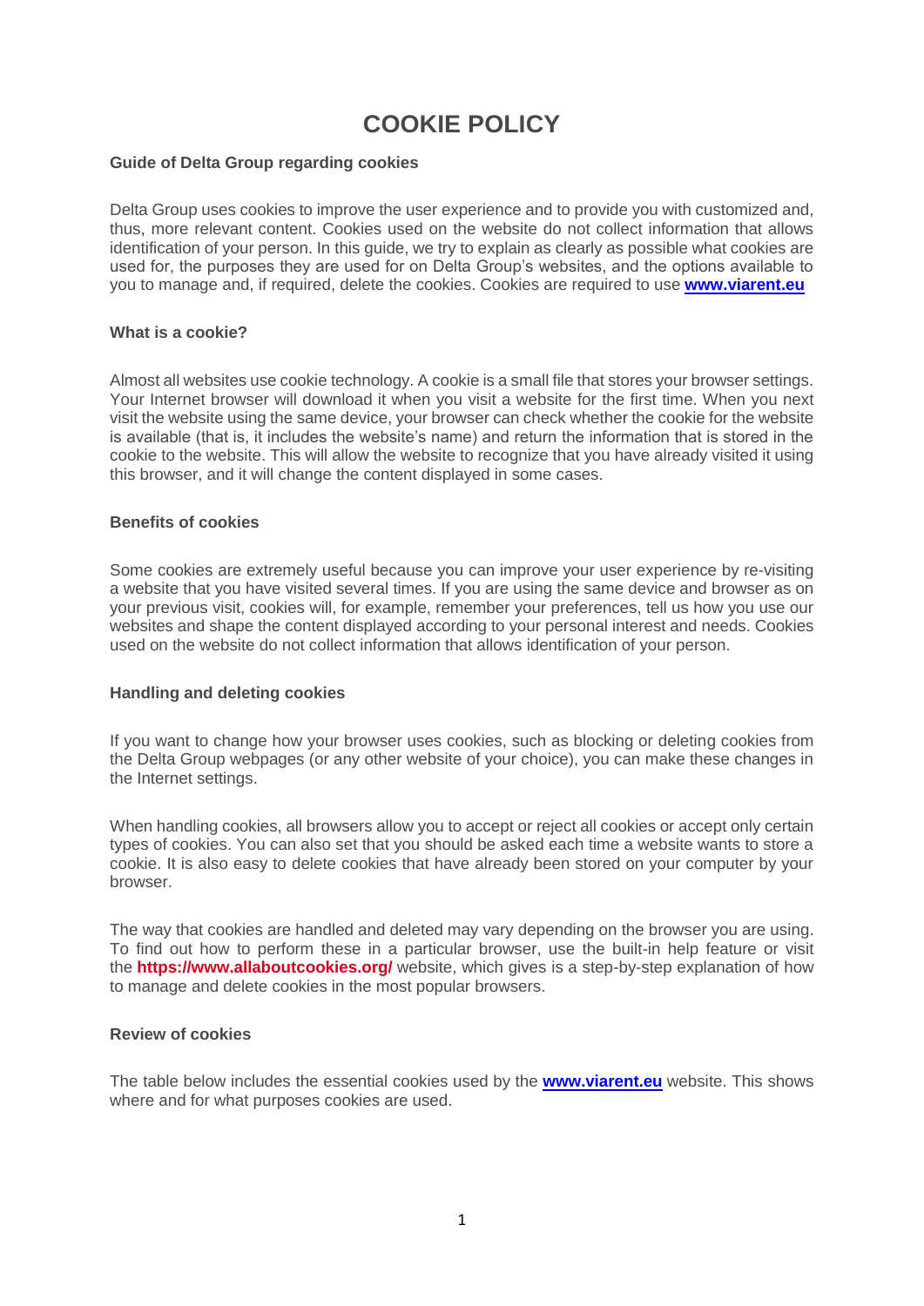# COOKIE POLICY

**Guide of Delta Group regarding cookies**

Delta Group uses cookies to improve the user experience and to provide you with customized and, thus, more relevant content. Cookies used on the website do not collect information that allows identification of your person. In this guide, we try to explain as clearly as possible what cookies are used for, the purposes they are used for on Delta Group's websites, and the options available to you to manage and, if required, delete the cookies. Cookies are required to use **www.viarent.eu**

**What is a cookie?**

Almost all websites use cookie technology. A cookie is a small file that stores your browser settings. Your Internet browser will download it when you visit a website for the first time. When you next visit the website using the same device, your browser can check whether the cookie for the website is available (that is, it includes the website's name) and return the information that is stored in the cookie to the website. This will allow the website to recognize that you have already visited it using this browser, and it will change the content displayed in some cases.

**Benefits of cookies**

Some cookies are extremely useful because you can improve your user experience by re-visiting a website that you have visited several times. If you are using the same device and browser as on your previous visit, cookies will, for example, remember your preferences, tell us how you use our websites and shape the content displayed according to your personal interest and needs. Cookies used on the website do not collect information that allows identification of your person.

**Handling and deleting cookies**

If you want to change how your browser uses cookies, such as blocking or deleting cookies from the Delta Group webpages (or any other website of your choice), you can make these changes in the Internet settings.

When handling cookies, all browsers allow you to accept or reject all cookies or accept only certain types of cookies. You can also set that you should be asked each time a website wants to store a cookie. It is also easy to delete cookies that have already been stored on your computer by your browser.

The way that cookies are handled and deleted may vary depending on the browser you are using. To find out how to perform these in a particular browser, use the built-in help feature or visit the **https://www.allaboutcookies.org/** website, which gives is a step-by-step explanation of how to manage and delete cookies in the most popular browsers.

**Review of cookies**

The table below includes the essential cookies used by the **www.viarent.eu** website. This shows where and for what purposes cookies are used.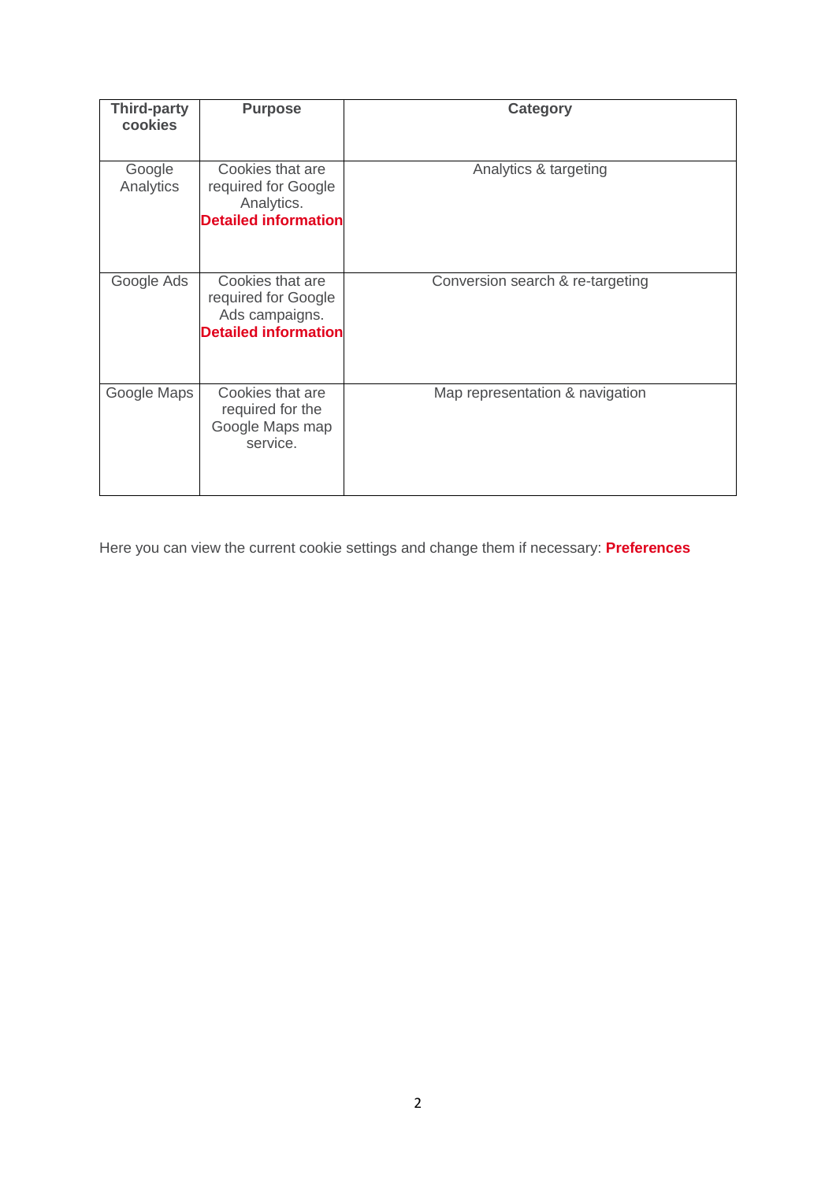| Third-party cookies | Purpose | Category |
| --- | --- | --- |
| Google Analytics | Cookies that are required for Google Analytics. **Detailed information** | Analytics & targeting |
| Google Ads | Cookies that are required for Google Ads campaigns. **Detailed information** | Conversion search & re-targeting |
| Google Maps | Cookies that are required for the Google Maps map service. | Map representation & navigation |

Here you can view the current cookie settings and change them if necessary: **Preferences**